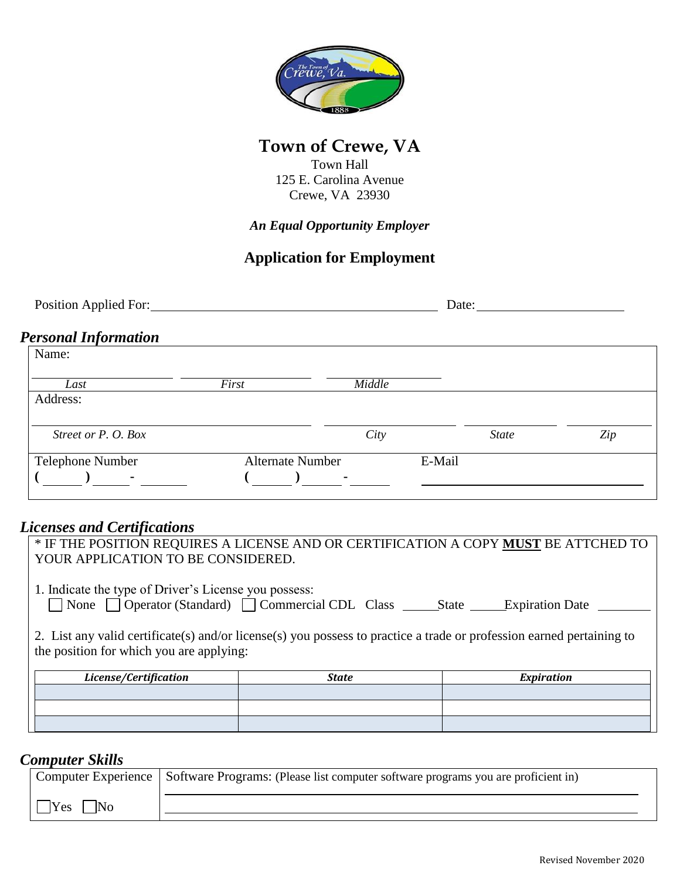# Town of Crewe, VA

Town Hall
125 E. Carolina Avenue
Crewe, VA 23930

***An Equal Opportunity Employer***

## Application for Employment

Position Applied For: ______________________________ Date: ________________

### *Personal Information*

Name:

______________ ______________ ______________
*Last* *First* *Middle*

Address:

______________________ ______________ ______________ ______________
*Street or P. O. Box* *City* *State* *Zip*

Telephone Number: ( ) - 
Alternate Number: ( ) - 
E-Mail: ______________________

### *Licenses and Certifications*

* IF THE POSITION REQUIRES A LICENSE AND OR CERTIFICATION A COPY **MUST** BE ATTCHED TO YOUR APPLICATION TO BE CONSIDERED.

1. Indicate the type of Driver's License you possess:
   ☐ None ☐ Operator (Standard) ☐ Commercial CDL Class _____ State _____ Expiration Date ________

2. List any valid certificate(s) and/or license(s) you possess to practice a trade or profession earned pertaining to the position for which you are applying:

| *License/Certification* | *State* | *Expiration* |
|---|---|---|
| | | |
| | | |
| | | |

### *Computer Skills*

| Computer Experience | Software Programs: (Please list computer software programs you are proficient in) |
|---|---|
| ☐Yes ☐No | |

Revised November 2020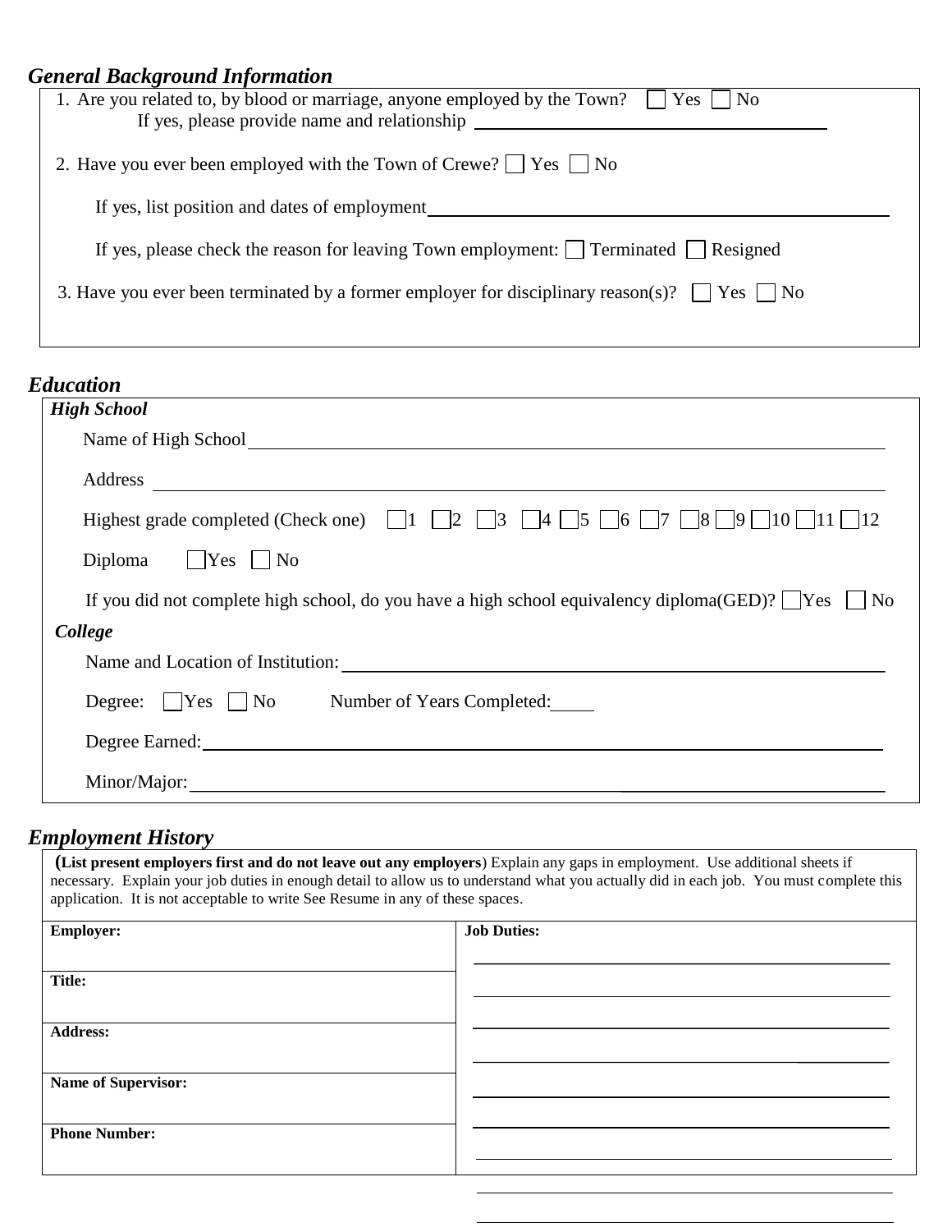## *General Background Information*

1. Are you related to, by blood or marriage, anyone employed by the Town? ☐ Yes ☐ No
   If yes, please provide name and relationship ______________________________

2. Have you ever been employed with the Town of Crewe? ☐ Yes ☐ No

   If yes, list position and dates of employment ______________________________

   If yes, please check the reason for leaving Town employment: ☐ Terminated ☐ Resigned

3. Have you ever been terminated by a former employer for disciplinary reason(s)? ☐ Yes ☐ No

## *Education*

### *High School*

Name of High School ______________________________

Address ______________________________

Highest grade completed (Check one) ☐1 ☐2 ☐3 ☐4 ☐5 ☐6 ☐7 ☐8 ☐9 ☐10 ☐11 ☐12

Diploma ☐Yes ☐ No

If you did not complete high school, do you have a high school equivalency diploma(GED)? ☐Yes ☐ No

### *College*

Name and Location of Institution: ______________________________

Degree: ☐Yes ☐ No Number of Years Completed: _____

Degree Earned: ______________________________

Minor/Major: ______________________________

## *Employment History*

(**List present employers first and do not leave out any employers**) Explain any gaps in employment. Use additional sheets if necessary. Explain your job duties in enough detail to allow us to understand what you actually did in each job. You must complete this application. It is not acceptable to write See Resume in any of these spaces.

| **Employer:** | **Job Duties:** |
|---|---|
| **Title:** | |
| **Address:** | |
| **Name of Supervisor:** | |
| **Phone Number:** | |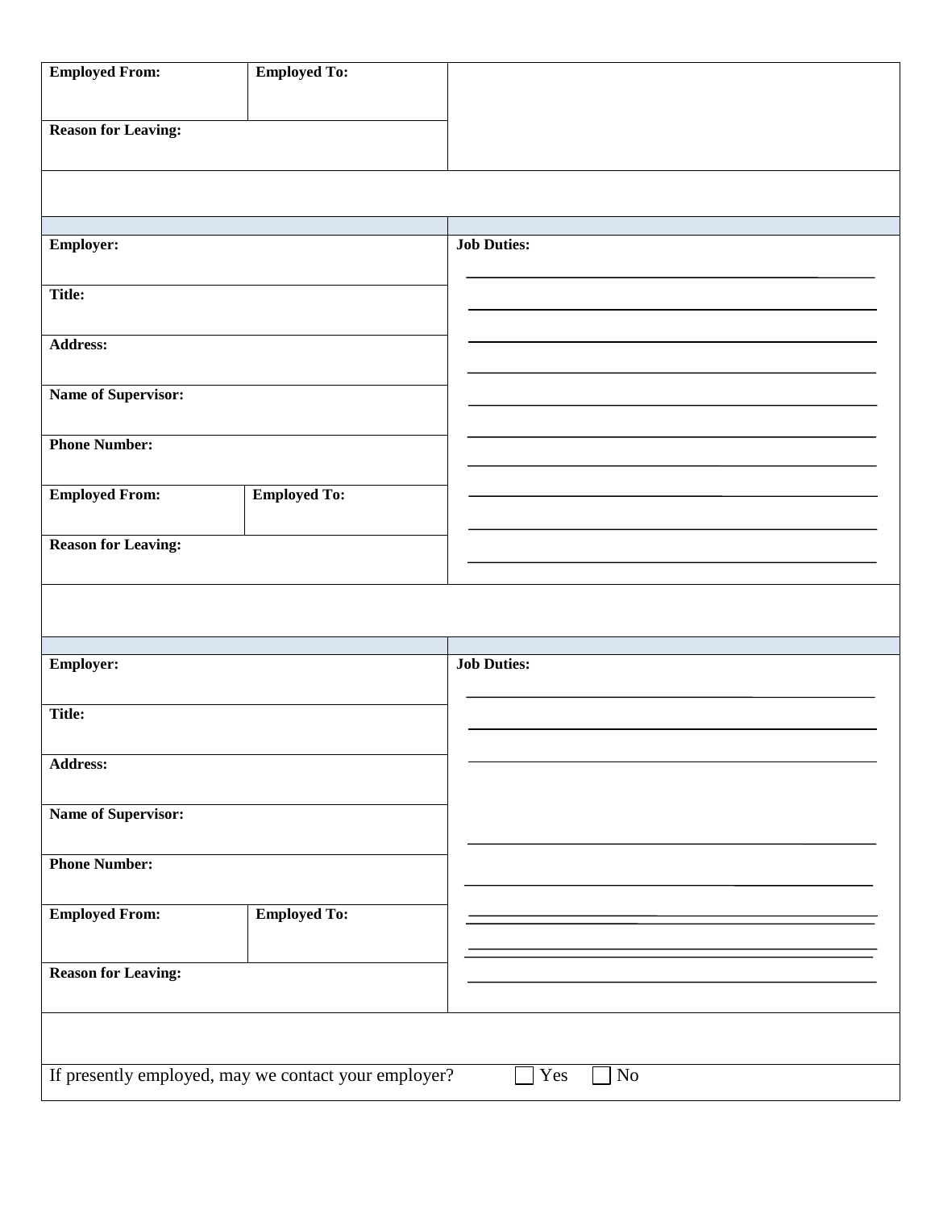| Employed From: | Employed To: | |
|---|---|---|
| Reason for Leaving: | | |

| Employer: | | Job Duties: |
|---|---|---|
| Title: | | |
| Address: | | |
| Name of Supervisor: | | |
| Phone Number: | | |
| Employed From: | Employed To: | |
| Reason for Leaving: | | |

| Employer: | | Job Duties: |
|---|---|---|
| Title: | | |
| Address: | | |
| Name of Supervisor: | | |
| Phone Number: | | |
| Employed From: | Employed To: | |
| Reason for Leaving: | | |

If presently employed, may we contact your employer? ☐ Yes ☐ No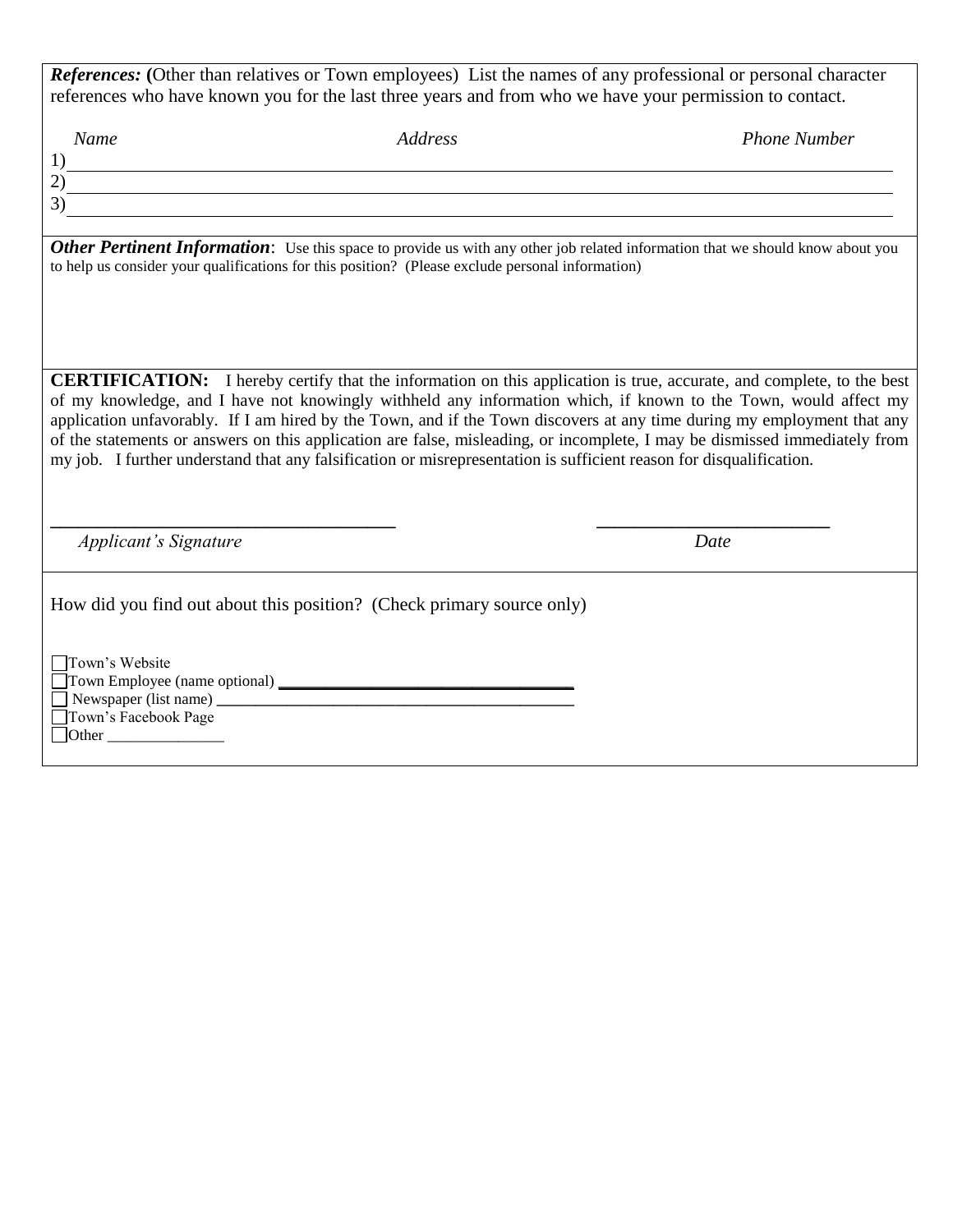***References:*** **(**Other than relatives or Town employees) List the names of any professional or personal character references who have known you for the last three years and from who we have your permission to contact.

| *Name* | *Address* | *Phone Number* |
|---|---|---|
| 1) | | |
| 2) | | |
| 3) | | |

***Other Pertinent Information***: Use this space to provide us with any other job related information that we should know about you to help us consider your qualifications for this position? (Please exclude personal information)

**CERTIFICATION:** I hereby certify that the information on this application is true, accurate, and complete, to the best of my knowledge, and I have not knowingly withheld any information which, if known to the Town, would affect my application unfavorably. If I am hired by the Town, and if the Town discovers at any time during my employment that any of the statements or answers on this application are false, misleading, or incomplete, I may be dismissed immediately from my job. I further understand that any falsification or misrepresentation is sufficient reason for disqualification.

_____________________________________ _________________________

*Applicant's Signature* *Date*

How did you find out about this position? (Check primary source only)

- ☐ Town's Website
- ☐ Town Employee (name optional) ________________________________
- ☐ Newspaper (list name) ________________________________________
- ☐ Town's Facebook Page
- ☐ Other _______________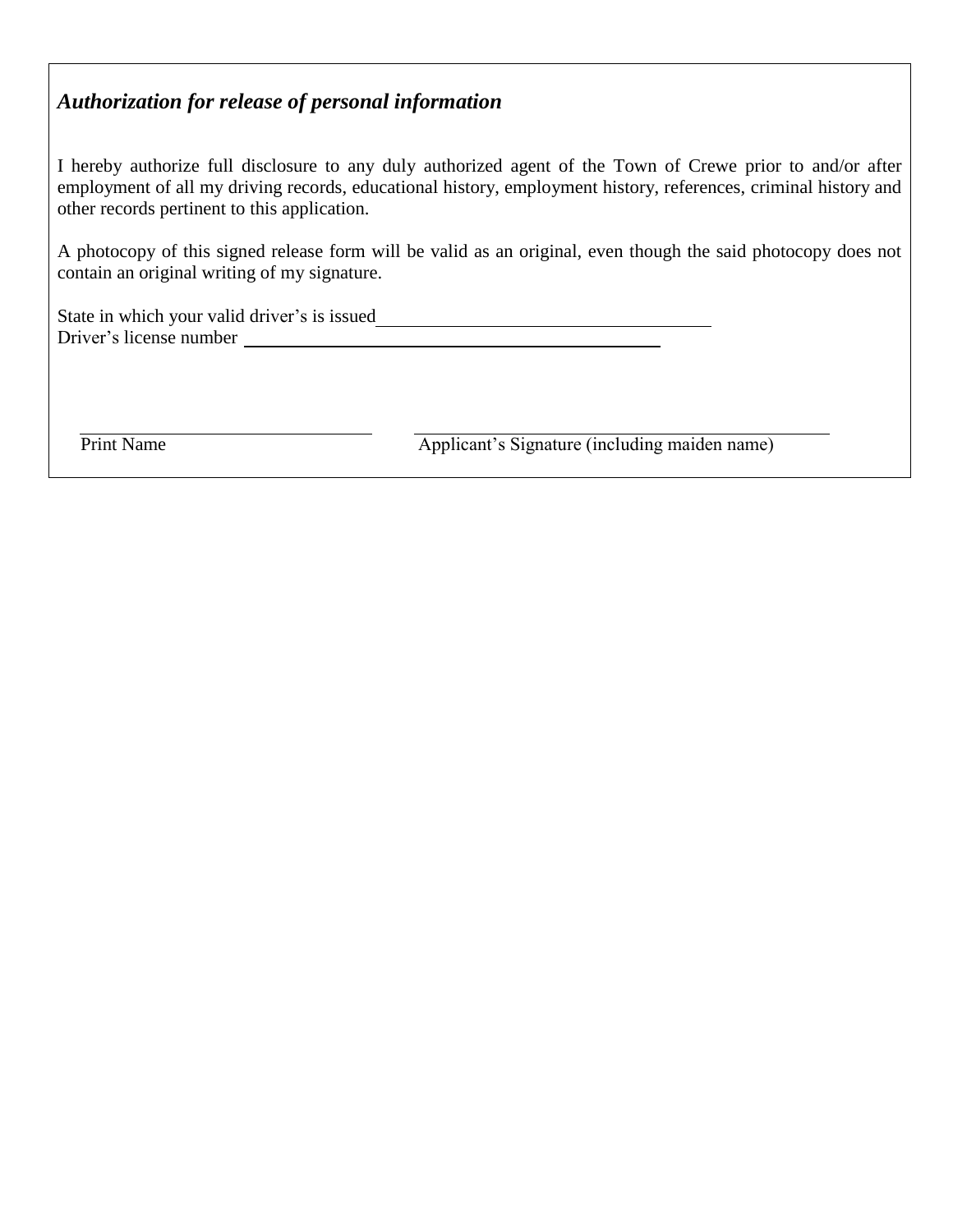## *Authorization for release of personal information*

I hereby authorize full disclosure to any duly authorized agent of the Town of Crewe prior to and/or after employment of all my driving records, educational history, employment history, references, criminal history and other records pertinent to this application.

A photocopy of this signed release form will be valid as an original, even though the said photocopy does not contain an original writing of my signature.

State in which your valid driver's is issued\_\_\_\_\_\_\_\_\_\_\_\_\_\_\_\_\_\_\_\_\_\_\_\_\_\_\_\_\_\_\_\_\_\_\_\_
Driver's license number \_\_\_\_\_\_\_\_\_\_\_\_\_\_\_\_\_\_\_\_\_\_\_\_\_\_\_\_\_\_\_\_\_\_\_\_\_\_\_\_\_\_\_\_

\_\_\_\_\_\_\_\_\_\_\_\_\_\_\_\_\_\_\_\_\_\_\_\_\_\_\_\_\_\_\_\_ \_\_\_\_\_\_\_\_\_\_\_\_\_\_\_\_\_\_\_\_\_\_\_\_\_\_\_\_\_\_\_\_\_\_\_\_\_\_\_\_\_\_\_\_\_
Print Name Applicant's Signature (including maiden name)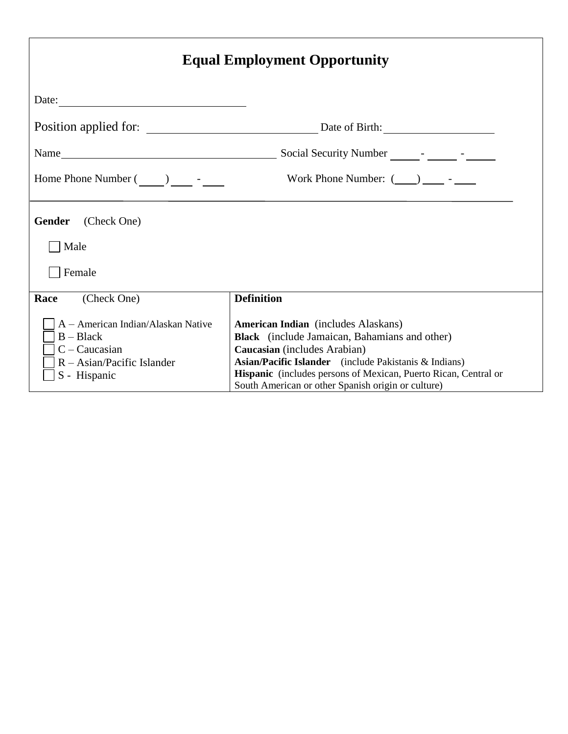# Equal Employment Opportunity

Date: ____________________

Position applied for: ____________________ Date of Birth: ____________________

Name ____________________ Social Security Number _____ - _____ - _____

Home Phone Number ( ____ ) ____ - ____ Work Phone Number: ( ____ ) ____ - ____

---

**Gender** (Check One)

☐ Male

☐ Female

| **Race** (Check One) | **Definition** |
|---|---|
| ☐ A – American Indian/Alaskan Native<br>☐ B – Black<br>☐ C – Caucasian<br>☐ R – Asian/Pacific Islander<br>☐ S - Hispanic | **American Indian** (includes Alaskans)<br>**Black** (include Jamaican, Bahamians and other)<br>**Caucasian** (includes Arabian)<br>**Asian/Pacific Islander** (include Pakistanis & Indians)<br>**Hispanic** (includes persons of Mexican, Puerto Rican, Central or South American or other Spanish origin or culture) |